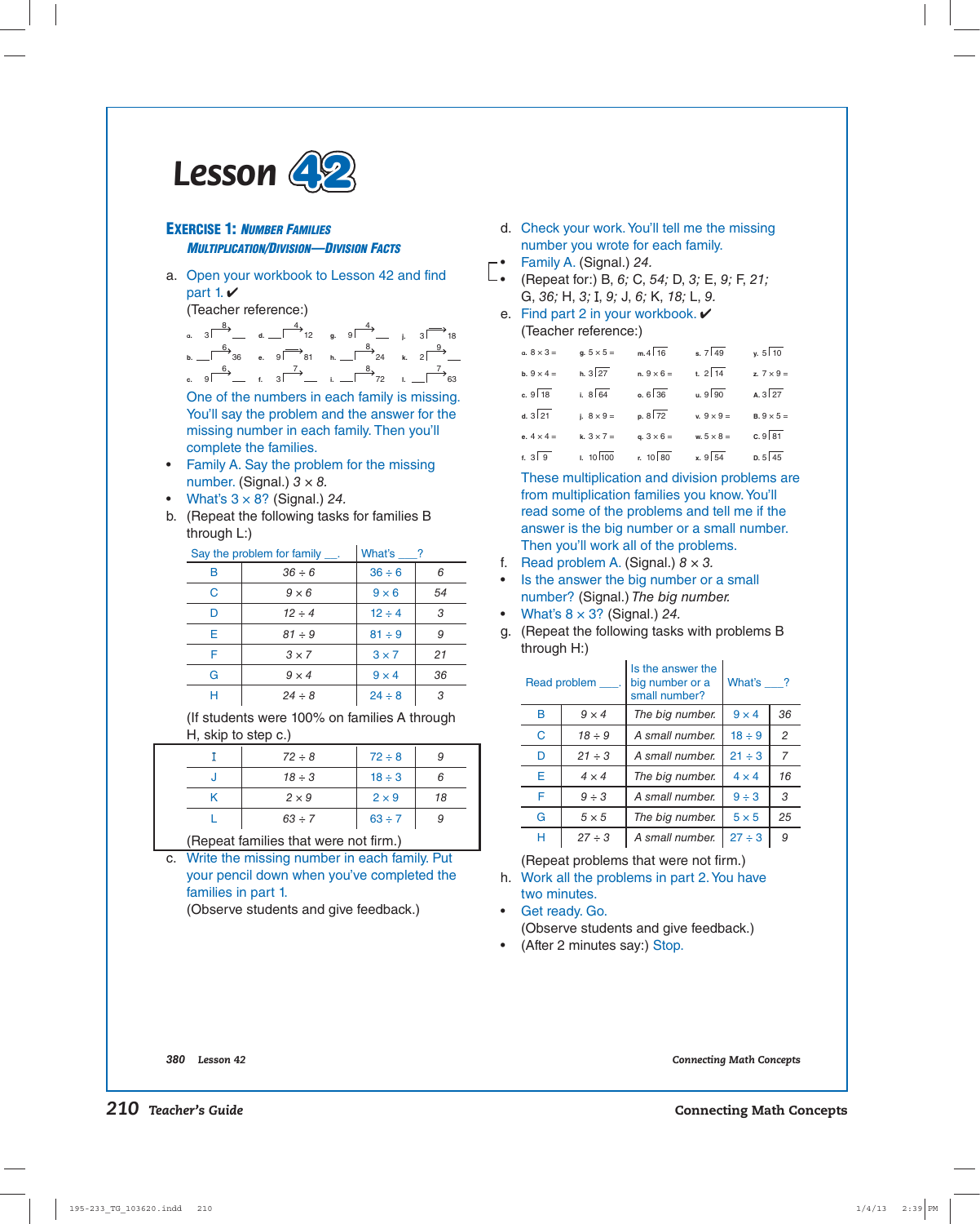# Lesson 42

## EXERCISE 1: NUMBER FAMILIES

### MULTIPLICATION/DIVISION—DIVISION FACTS

a. Open your workbook to Lesson 42 and find part 1. ✔

(Teacher reference:)

a. $3 \xrightarrow{8}$ ___  d. ___ $\xrightarrow{4}$ 12  g. $9 \xrightarrow{4}$ ___  j. $3 \xrightarrow{\quad}$ 18

b. ___ $\xrightarrow{6}$ 36  e. $9 \xrightarrow{\quad}$ 81  h. ___ $\xrightarrow{8}$ 24  k. $2 \xrightarrow{9}$ ___

c. $9 \xrightarrow{6}$ ___  f. $3 \xrightarrow{7}$ ___  i. ___ $\xrightarrow{8}$ 72  l. ___ $\xrightarrow{7}$ 63

One of the numbers in each family is missing. You'll say the problem and the answer for the missing number in each family. Then you'll complete the families.

- Family A. Say the problem for the missing number. (Signal.) *3 × 8.*
- What's 3 × 8? (Signal.) *24.*

b. (Repeat the following tasks for families B through L:)

| | Say the problem for family ___. | What's ___? | |
|---|---|---|---|
| B | *36 ÷ 6* | 36 ÷ 6 | *6* |
| C | *9 × 6* | 9 × 6 | *54* |
| D | *12 ÷ 4* | 12 ÷ 4 | *3* |
| E | *81 ÷ 9* | 81 ÷ 9 | *9* |
| F | *3 × 7* | 3 × 7 | *21* |
| G | *9 × 4* | 9 × 4 | *36* |
| H | *24 ÷ 8* | 24 ÷ 8 | *3* |

(If students were 100% on families A through H, skip to step c.)

| | | | |
|---|---|---|---|
| I | *72 ÷ 8* | 72 ÷ 8 | *9* |
| J | *18 ÷ 3* | 18 ÷ 3 | *6* |
| K | *2 × 9* | 2 × 9 | *18* |
| L | *63 ÷ 7* | 63 ÷ 7 | *9* |

(Repeat families that were not firm.)

c. Write the missing number in each family. Put your pencil down when you've completed the families in part 1.

(Observe students and give feedback.)

d. Check your work. You'll tell me the missing number you wrote for each family.

- Family A. (Signal.) *24.*
- (Repeat for:) B, *6;* C, *54;* D, *3;* E, *9;* F, *21;* G, *36;* H, *3;* I, *9;* J, *6;* K, *18;* L, *9.*

e. Find part 2 in your workbook. ✔

(Teacher reference:)

| | | | | |
|---|---|---|---|---|
| a. 8 × 3 = | g. 5 × 5 = | m. $4\overline{)16}$ | s. $7\overline{)49}$ | y. $5\overline{)10}$ |
| b. 9 × 4 = | h. $3\overline{)27}$ | n. 9 × 6 = | t. $2\overline{)14}$ | z. 7 × 9 = |
| c. $9\overline{)18}$ | i. $8\overline{)64}$ | o. $6\overline{)36}$ | u. $9\overline{)90}$ | A. $3\overline{)27}$ |
| d. $3\overline{)21}$ | j. 8 × 9 = | p. $8\overline{)72}$ | v. 9 × 9 = | B. 9 × 5 = |
| e. 4 × 4 = | k. 3 × 7 = | q. 3 × 6 = | w. 5 × 8 = | C. $9\overline{)81}$ |
| f. $3\overline{)9}$ | l. $10\overline{)100}$ | r. $10\overline{)80}$ | x. $9\overline{)54}$ | D. $5\overline{)45}$ |

These multiplication and division problems are from multiplication families you know. You'll read some of the problems and tell me if the answer is the big number or a small number. Then you'll work all of the problems.

f. Read problem A. (Signal.) *8 × 3.*

- Is the answer the big number or a small number? (Signal.) *The big number.*
- What's 8 × 3? (Signal.) *24.*

g. (Repeat the following tasks with problems B through H:)

| Read problem ___. | | Is the answer the big number or a small number? | What's ___? | |
|---|---|---|---|---|
| B | *9 × 4* | *The big number.* | 9 × 4 | *36* |
| C | *18 ÷ 9* | *A small number.* | 18 ÷ 9 | *2* |
| D | *21 ÷ 3* | *A small number.* | 21 ÷ 3 | *7* |
| E | *4 × 4* | *The big number.* | 4 × 4 | *16* |
| F | *9 ÷ 3* | *A small number.* | 9 ÷ 3 | *3* |
| G | *5 × 5* | *The big number.* | 5 × 5 | *25* |
| H | *27 ÷ 3* | *A small number.* | 27 ÷ 3 | *9* |

(Repeat problems that were not firm.)

h. Work all the problems in part 2. You have two minutes.

- Get ready. Go.

(Observe students and give feedback.)

- (After 2 minutes say:) Stop.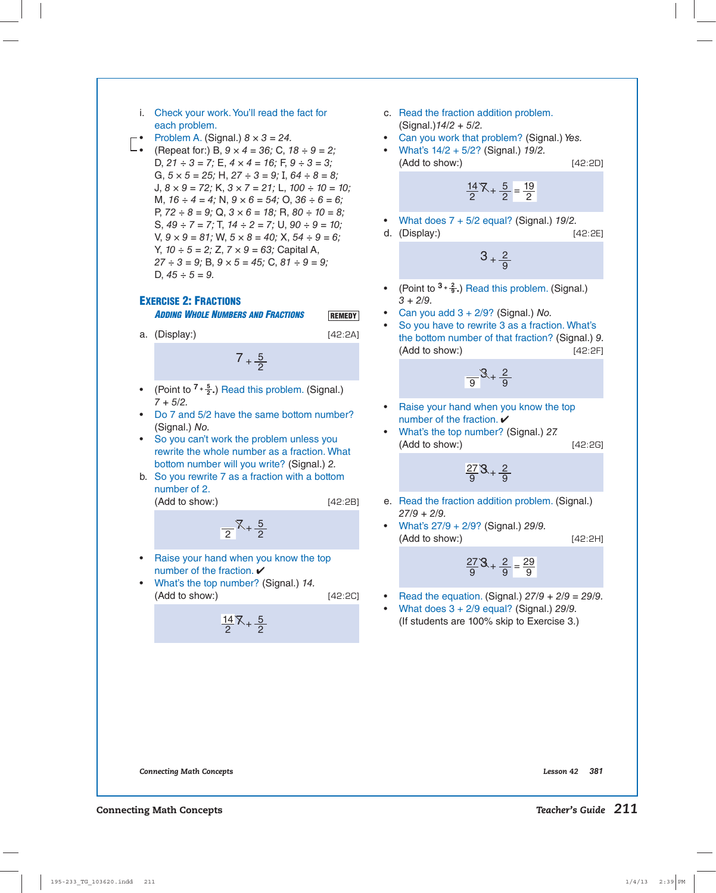i. Check your work. You'll read the fact for each problem.

- Problem A. (Signal.) *8 × 3 = 24.*
- (Repeat for:) B, *9 × 4 = 36;* C, *18 ÷ 9 = 2;* D, *21 ÷ 3 = 7;* E, *4 × 4 = 16;* F, *9 ÷ 3 = 3;* G, *5 × 5 = 25;* H, *27 ÷ 3 = 9;* I, *64 ÷ 8 = 8;* J, *8 × 9 = 72;* K, *3 × 7 = 21;* L, *100 ÷ 10 = 10;* M, *16 ÷ 4 = 4;* N, *9 × 6 = 54;* O, *36 ÷ 6 = 6;* P, *72 ÷ 8 = 9;* Q, *3 × 6 = 18;* R, *80 ÷ 10 = 8;* S, *49 ÷ 7 = 7;* T, *14 ÷ 2 = 7;* U, *90 ÷ 9 = 10;* V, *9 × 9 = 81;* W, *5 × 8 = 40;* X, *54 ÷ 9 = 6;* Y, *10 ÷ 5 = 2;* Z, *7 × 9 = 63;* Capital A, *27 ÷ 3 = 9;* B, *9 × 5 = 45;* C, *81 ÷ 9 = 9;* D, *45 ÷ 5 = 9.*

## EXERCISE 2: FRACTIONS

### *ADDING WHOLE NUMBERS AND FRACTIONS*

**REMEDY**

a. (Display:) [42:2A]

$$7 + \frac{5}{2}$$

- (Point to $7 + \frac{5}{2}$.) Read this problem. (Signal.) *7 + 5/2.*
- Do 7 and 5/2 have the same bottom number? (Signal.) *No.*
- So you can't work the problem unless you rewrite the whole number as a fraction. What bottom number will you write? (Signal.) *2.*

b. So you rewrite 7 as a fraction with a bottom number of 2.
(Add to show:) [42:2B]

$$\frac{\quad}{2}\not{7} + \frac{5}{2}$$

- Raise your hand when you know the top number of the fraction. ✔
- What's the top number? (Signal.) *14.*
(Add to show:) [42:2C]

$$\frac{14}{2}\not{7} + \frac{5}{2}$$

c. Read the fraction addition problem.
(Signal.)*14/2 + 5/2.*

- Can you work that problem? (Signal.) *Yes.*
- What's 14/2 + 5/2? (Signal.) *19/2.*
(Add to show:) [42:2D]

$$\frac{14}{2}\not{7} + \frac{5}{2} = \frac{19}{2}$$

- What does 7 + 5/2 equal? (Signal.) *19/2.*

d. (Display:) [42:2E]

$$3 + \frac{2}{9}$$

- (Point to $3 + \frac{2}{9}$.) Read this problem. (Signal.) *3 + 2/9.*
- Can you add 3 + 2/9? (Signal.) *No.*
- So you have to rewrite 3 as a fraction. What's the bottom number of that fraction? (Signal.) *9.*
(Add to show:) [42:2F]

$$\frac{\quad}{9}\not{3} + \frac{2}{9}$$

- Raise your hand when you know the top number of the fraction. ✔
- What's the top number? (Signal.) *27.*
(Add to show:) [42:2G]

$$\frac{27}{9}\not{3} + \frac{2}{9}$$

e. Read the fraction addition problem. (Signal.) *27/9 + 2/9.*

- What's 27/9 + 2/9? (Signal.) *29/9.*
(Add to show:) [42:2H]

$$\frac{27}{9}\not{3} + \frac{2}{9} = \frac{29}{9}$$

- Read the equation. (Signal.) *27/9 + 2/9 = 29/9.*
- What does 3 + 2/9 equal? (Signal.) *29/9.*
(If students are 100% skip to Exercise 3.)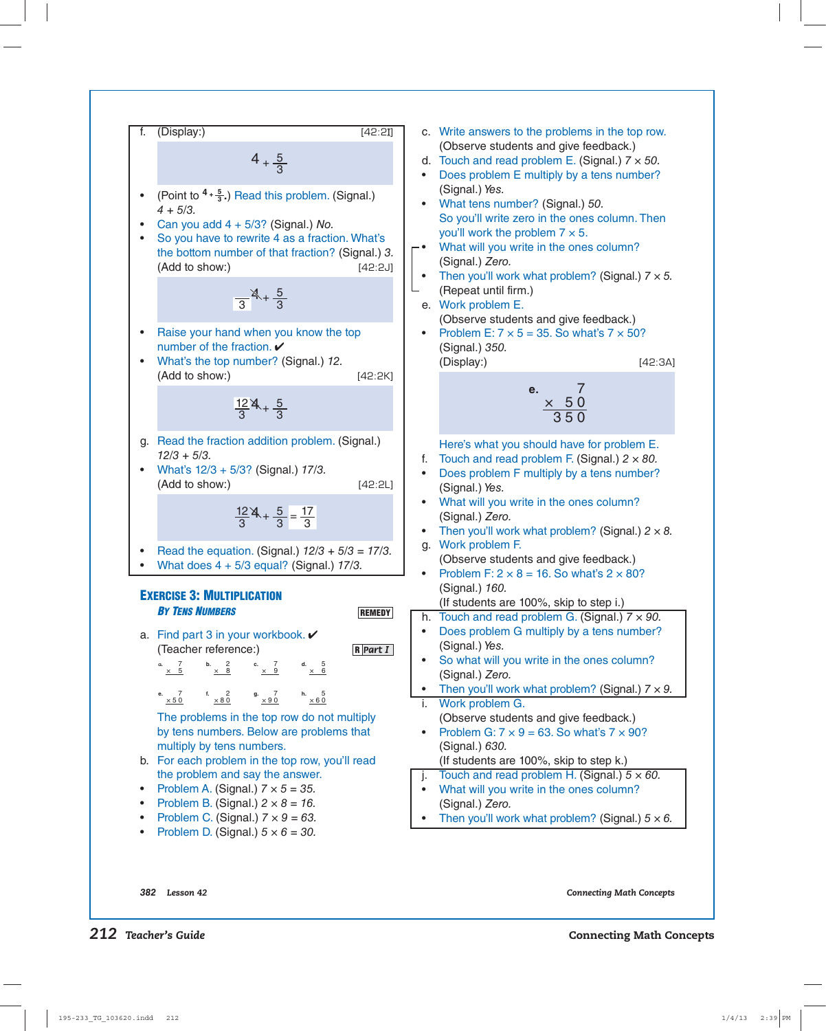f. (Display:) [42:2I]

$$4 + \frac{5}{3}$$

- (Point to $4 + \frac{5}{3}$.) Read this problem. (Signal.) *4 + 5/3.*
- Can you add 4 + 5/3? (Signal.) *No.*
- So you have to rewrite 4 as a fraction. What's the bottom number of that fraction? (Signal.) *3.*

(Add to show:) [42:2J]

$$\frac{\phantom{0}}{3}\cancel{4} + \frac{5}{3}$$

- Raise your hand when you know the top number of the fraction. ✔
- What's the top number? (Signal.) *12.*

(Add to show:) [42:2K]

$$\frac{12}{3}\cancel{4} + \frac{5}{3}$$

g. Read the fraction addition problem. (Signal.) *12/3 + 5/3.*

- What's 12/3 + 5/3? (Signal.) *17/3.*

(Add to show:) [42:2L]

$$\frac{12}{3}\cancel{4} + \frac{5}{3} = \frac{17}{3}$$

- Read the equation. (Signal.) *12/3 + 5/3 = 17/3.*
- What does 4 + 5/3 equal? (Signal.) *17/3.*

## EXERCISE 3: MULTIPLICATION

### *BY TENS NUMBERS*

REMEDY

a. Find part 3 in your workbook. ✔

(Teacher reference:) R Part I

| a. | b. | c. | d. |
|---|---|---|---|
| 7 × 5 | 2 × 8 | 7 × 9 | 5 × 6 |

| e. | f. | g. | h. |
|---|---|---|---|
| 7 × 50 | 2 × 80 | 7 × 90 | 5 × 60 |

The problems in the top row do not multiply by tens numbers. Below are problems that multiply by tens numbers.

b. For each problem in the top row, you'll read the problem and say the answer.

- Problem A. (Signal.) *7 × 5 = 35.*
- Problem B. (Signal.) *2 × 8 = 16.*
- Problem C. (Signal.) *7 × 9 = 63.*
- Problem D. (Signal.) *5 × 6 = 30.*

c. Write answers to the problems in the top row.

(Observe students and give feedback.)

d. Touch and read problem E. (Signal.) *7 × 50.*

- Does problem E multiply by a tens number? (Signal.) *Yes.*
- What tens number? (Signal.) *50.*

So you'll write zero in the ones column. Then you'll work the problem 7 × 5.

- What will you write in the ones column? (Signal.) *Zero.*
- Then you'll work what problem? (Signal.) *7 × 5.*

(Repeat until firm.)

e. Work problem E.

(Observe students and give feedback.)

- Problem E: 7 × 5 = 35. So what's 7 × 50? (Signal.) *350.*

(Display:) [42:3A]

$$\begin{array}{r} \textbf{e.}\quad 7 \\ \times\ 50 \\ \hline 350 \end{array}$$

Here's what you should have for problem E.

f. Touch and read problem F. (Signal.) *2 × 80.*

- Does problem F multiply by a tens number? (Signal.) *Yes.*
- What will you write in the ones column? (Signal.) *Zero.*
- Then you'll work what problem? (Signal.) *2 × 8.*

g. Work problem F.

(Observe students and give feedback.)

- Problem F: 2 × 8 = 16. So what's 2 × 80? (Signal.) *160.*

(If students are 100%, skip to step i.)

h. Touch and read problem G. (Signal.) *7 × 90.*

- Does problem G multiply by a tens number? (Signal.) *Yes.*
- So what will you write in the ones column? (Signal.) *Zero.*
- Then you'll work what problem? (Signal.) *7 × 9.*

i. Work problem G.

(Observe students and give feedback.)

- Problem G: 7 × 9 = 63. So what's 7 × 90? (Signal.) *630.*

(If students are 100%, skip to step k.)

j. Touch and read problem H. (Signal.) *5 × 60.*

- What will you write in the ones column? (Signal.) *Zero.*
- Then you'll work what problem? (Signal.) *5 × 6.*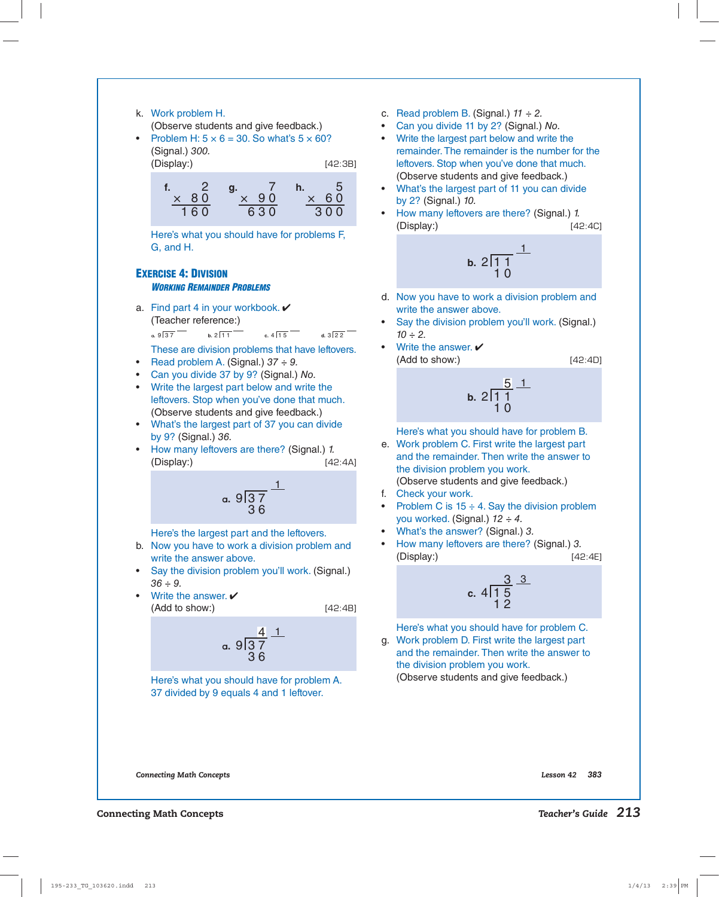k. Work problem H.
(Observe students and give feedback.)

- Problem H: $5 \times 6 = 30$. So what's $5 \times 60$?
(Signal.) *300.*
(Display:) [42:3B]

$$\text{f.}\quad \begin{array}{r} 2 \\ \times\ 80 \\ \hline 160 \end{array} \qquad \text{g.}\quad \begin{array}{r} 7 \\ \times\ 90 \\ \hline 630 \end{array} \qquad \text{h.}\quad \begin{array}{r} 5 \\ \times\ 60 \\ \hline 300 \end{array}$$

Here's what you should have for problems F, G, and H.

## EXERCISE 4: DIVISION

### WORKING REMAINDER PROBLEMS

a. Find part 4 in your workbook. ✔
(Teacher reference:)

a. $9\overline{)37}$ b. $2\overline{)11}$ c. $4\overline{)15}$ d. $3\overline{)22}$

These are division problems that have leftovers.

- Read problem A. (Signal.) *37 ÷ 9.*
- Can you divide 37 by 9? (Signal.) *No.*
- Write the largest part below and write the leftovers. Stop when you've done that much.
(Observe students and give feedback.)
- What's the largest part of 37 you can divide by 9? (Signal.) *36.*
- How many leftovers are there? (Signal.) *1.*
(Display:) [42:4A]

a. $9\overline{)37}$ with 36 written below and leftover 1 written above.

Here's the largest part and the leftovers.

b. Now you have to work a division problem and write the answer above.

- Say the division problem you'll work. (Signal.) *36 ÷ 9.*
- Write the answer. ✔
(Add to show:) [42:4B]

a. $9\overline{)37}$ with 36 below; answer 4 and leftover 1 above.

Here's what you should have for problem A. 37 divided by 9 equals 4 and 1 leftover.

c. Read problem B. (Signal.) *11 ÷ 2.*

- Can you divide 11 by 2? (Signal.) *No.*
- Write the largest part below and write the remainder. The remainder is the number for the leftovers. Stop when you've done that much.
(Observe students and give feedback.)
- What's the largest part of 11 you can divide by 2? (Signal.) *10.*
- How many leftovers are there? (Signal.) *1.*
(Display:) [42:4C]

b. $2\overline{)11}$ with 10 below and leftover 1 above.

d. Now you have to work a division problem and write the answer above.

- Say the division problem you'll work. (Signal.) *10 ÷ 2.*
- Write the answer. ✔
(Add to show:) [42:4D]

b. $2\overline{)11}$ with 10 below; answer 5 and leftover 1 above.

Here's what you should have for problem B.

e. Work problem C. First write the largest part and the remainder. Then write the answer to the division problem you work.
(Observe students and give feedback.)

f. Check your work.

- Problem C is 15 ÷ 4. Say the division problem you worked. (Signal.) *12 ÷ 4.*
- What's the answer? (Signal.) *3.*
- How many leftovers are there? (Signal.) *3.*
(Display:) [42:4E]

c. $4\overline{)15}$ with 12 below; answer 3 and leftover 3 above.

Here's what you should have for problem C.

g. Work problem D. First write the largest part and the remainder. Then write the answer to the division problem you work.
(Observe students and give feedback.)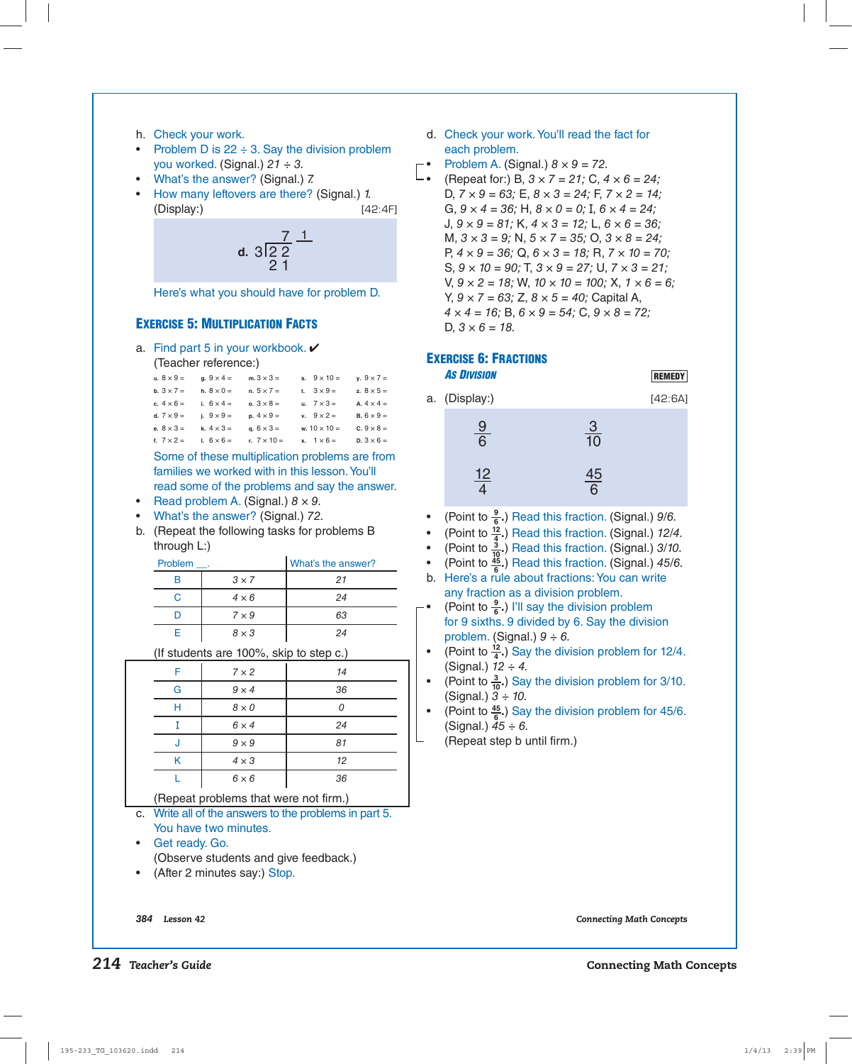h. Check your work.

- Problem D is 22 ÷ 3. Say the division problem you worked. (Signal.) *21 ÷ 3.*
- What's the answer? (Signal.) *7.*
- How many leftovers are there? (Signal.) *1.*

(Display:) [42:4F]

d. $3\overline{)22}$ with answer 7, leftover 1; 21 written below 22

Here's what you should have for problem D.

## Exercise 5: Multiplication Facts

a. Find part 5 in your workbook. ✔

(Teacher reference:)

| | | | | |
|---|---|---|---|---|
| a. 8 × 9 = | g. 9 × 4 = | m. 3 × 3 = | s. 9 × 10 = | y. 9 × 7 = |
| b. 3 × 7 = | h. 8 × 0 = | n. 5 × 7 = | t. 3 × 9 = | z. 8 × 5 = |
| c. 4 × 6 = | i. 6 × 4 = | o. 3 × 8 = | u. 7 × 3 = | A. 4 × 4 = |
| d. 7 × 9 = | j. 9 × 9 = | p. 4 × 9 = | v. 9 × 2 = | B. 6 × 9 = |
| e. 8 × 3 = | k. 4 × 3 = | q. 6 × 3 = | w. 10 × 10 = | C. 9 × 8 = |
| f. 7 × 2 = | l. 6 × 6 = | r. 7 × 10 = | x. 1 × 6 = | D. 3 × 6 = |

Some of these multiplication problems are from families we worked with in this lesson. You'll read some of the problems and say the answer.

- Read problem A. (Signal.) *8 × 9.*
- What's the answer? (Signal.) *72.*

b. (Repeat the following tasks for problems B through L:)

| Problem ___. | | What's the answer? |
|---|---|---|
| B | 3 × 7 | 21 |
| C | 4 × 6 | 24 |
| D | 7 × 9 | 63 |
| E | 8 × 3 | 24 |

(If students are 100%, skip to step c.)

| | | |
|---|---|---|
| F | 7 × 2 | 14 |
| G | 9 × 4 | 36 |
| H | 8 × 0 | 0 |
| I | 6 × 4 | 24 |
| J | 9 × 9 | 81 |
| K | 4 × 3 | 12 |
| L | 6 × 6 | 36 |

(Repeat problems that were not firm.)

c. Write all of the answers to the problems in part 5. You have two minutes.

- Get ready. Go.

(Observe students and give feedback.)

- (After 2 minutes say:) Stop.

d. Check your work. You'll read the fact for each problem.

- Problem A. (Signal.) *8 × 9 = 72.*
- (Repeat for:) B, *3 × 7 = 21;* C, *4 × 6 = 24;* D, *7 × 9 = 63;* E, *8 × 3 = 24;* F, *7 × 2 = 14;* G, *9 × 4 = 36;* H, *8 × 0 = 0;* I, *6 × 4 = 24;* J, *9 × 9 = 81;* K, *4 × 3 = 12;* L, *6 × 6 = 36;* M, *3 × 3 = 9;* N, *5 × 7 = 35;* O, *3 × 8 = 24;* P, *4 × 9 = 36;* Q, *6 × 3 = 18;* R, *7 × 10 = 70;* S, *9 × 10 = 90;* T, *3 × 9 = 27;* U, *7 × 3 = 21;* V, *9 × 2 = 18;* W, *10 × 10 = 100;* X, *1 × 6 = 6;* Y, *9 × 7 = 63;* Z, *8 × 5 = 40;* Capital A, *4 × 4 = 16;* B, *6 × 9 = 54;* C, *9 × 8 = 72;* D, *3 × 6 = 18.*

## Exercise 6: Fractions

### As Division

REMEDY

a. (Display:) [42:6A]

$\frac{9}{6}$ $\frac{3}{10}$

$\frac{12}{4}$ $\frac{45}{6}$

- (Point to $\frac{9}{6}$.) Read this fraction. (Signal.) *9/6.*
- (Point to $\frac{12}{4}$.) Read this fraction. (Signal.) *12/4.*
- (Point to $\frac{3}{10}$.) Read this fraction. (Signal.) *3/10.*
- (Point to $\frac{45}{6}$.) Read this fraction. (Signal.) *45/6.*

b. Here's a rule about fractions: You can write any fraction as a division problem.

- (Point to $\frac{9}{6}$.) I'll say the division problem for 9 sixths. 9 divided by 6. Say the division problem. (Signal.) *9 ÷ 6.*
- (Point to $\frac{12}{4}$.) Say the division problem for 12/4. (Signal.) *12 ÷ 4.*
- (Point to $\frac{3}{10}$.) Say the division problem for 3/10. (Signal.) *3 ÷ 10.*
- (Point to $\frac{45}{6}$.) Say the division problem for 45/6. (Signal.) *45 ÷ 6.*

(Repeat step b until firm.)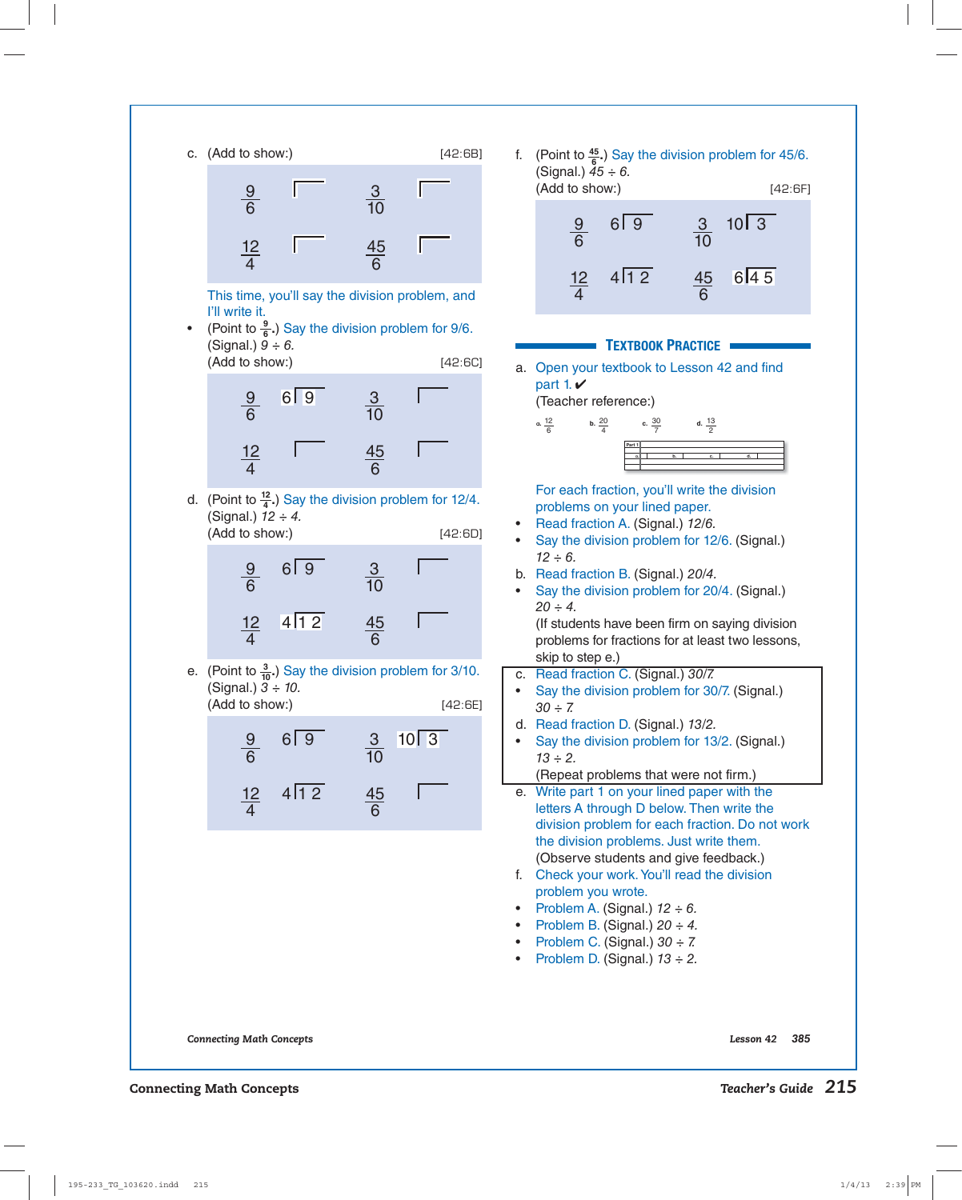c. (Add to show:) [42:6B]

$\frac{9}{6}$ ⌐ $\frac{3}{10}$ ⌐

$\frac{12}{4}$ ⌐ $\frac{45}{6}$ ⌐

This time, you'll say the division problem, and I'll write it.

- (Point to $\frac{9}{6}$.) Say the division problem for 9/6. (Signal.) *9 ÷ 6.*

(Add to show:) [42:6C]

$\frac{9}{6}$ $6\overline{)9}$ $\frac{3}{10}$ ⌐

$\frac{12}{4}$ ⌐ $\frac{45}{6}$ ⌐

d. (Point to $\frac{12}{4}$.) Say the division problem for 12/4. (Signal.) *12 ÷ 4.*

(Add to show:) [42:6D]

$\frac{9}{6}$ $6\overline{)9}$ $\frac{3}{10}$ ⌐

$\frac{12}{4}$ $4\overline{)12}$ $\frac{45}{6}$ ⌐

e. (Point to $\frac{3}{10}$.) Say the division problem for 3/10. (Signal.) *3 ÷ 10.*

(Add to show:) [42:6E]

$\frac{9}{6}$ $6\overline{)9}$ $\frac{3}{10}$ $10\overline{)3}$

$\frac{12}{4}$ $4\overline{)12}$ $\frac{45}{6}$ ⌐

f. (Point to $\frac{45}{6}$.) Say the division problem for 45/6. (Signal.) *45 ÷ 6.*

(Add to show:) [42:6F]

$\frac{9}{6}$ $6\overline{)9}$ $\frac{3}{10}$ $10\overline{)3}$

$\frac{12}{4}$ $4\overline{)12}$ $\frac{45}{6}$ $6\overline{)45}$

## TEXTBOOK PRACTICE

a. Open your textbook to Lesson 42 and find part 1. ✔

(Teacher reference:)

a. $\frac{12}{6}$ b. $\frac{20}{4}$ c. $\frac{30}{7}$ d. $\frac{13}{2}$

For each fraction, you'll write the division problems on your lined paper.

- Read fraction A. (Signal.) *12/6.*
- Say the division problem for 12/6. (Signal.) *12 ÷ 6.*

b. Read fraction B. (Signal.) *20/4.*

- Say the division problem for 20/4. (Signal.) *20 ÷ 4.*

(If students have been firm on saying division problems for fractions for at least two lessons, skip to step e.)

c. Read fraction C. (Signal.) *30/7.*

- Say the division problem for 30/7. (Signal.) *30 ÷ 7.*

d. Read fraction D. (Signal.) *13/2.*

- Say the division problem for 13/2. (Signal.) *13 ÷ 2.*

(Repeat problems that were not firm.)

e. Write part 1 on your lined paper with the letters A through D below. Then write the division problem for each fraction. Do not work the division problems. Just write them.

(Observe students and give feedback.)

f. Check your work. You'll read the division problem you wrote.

- Problem A. (Signal.) *12 ÷ 6.*
- Problem B. (Signal.) *20 ÷ 4.*
- Problem C. (Signal.) *30 ÷ 7.*
- Problem D. (Signal.) *13 ÷ 2.*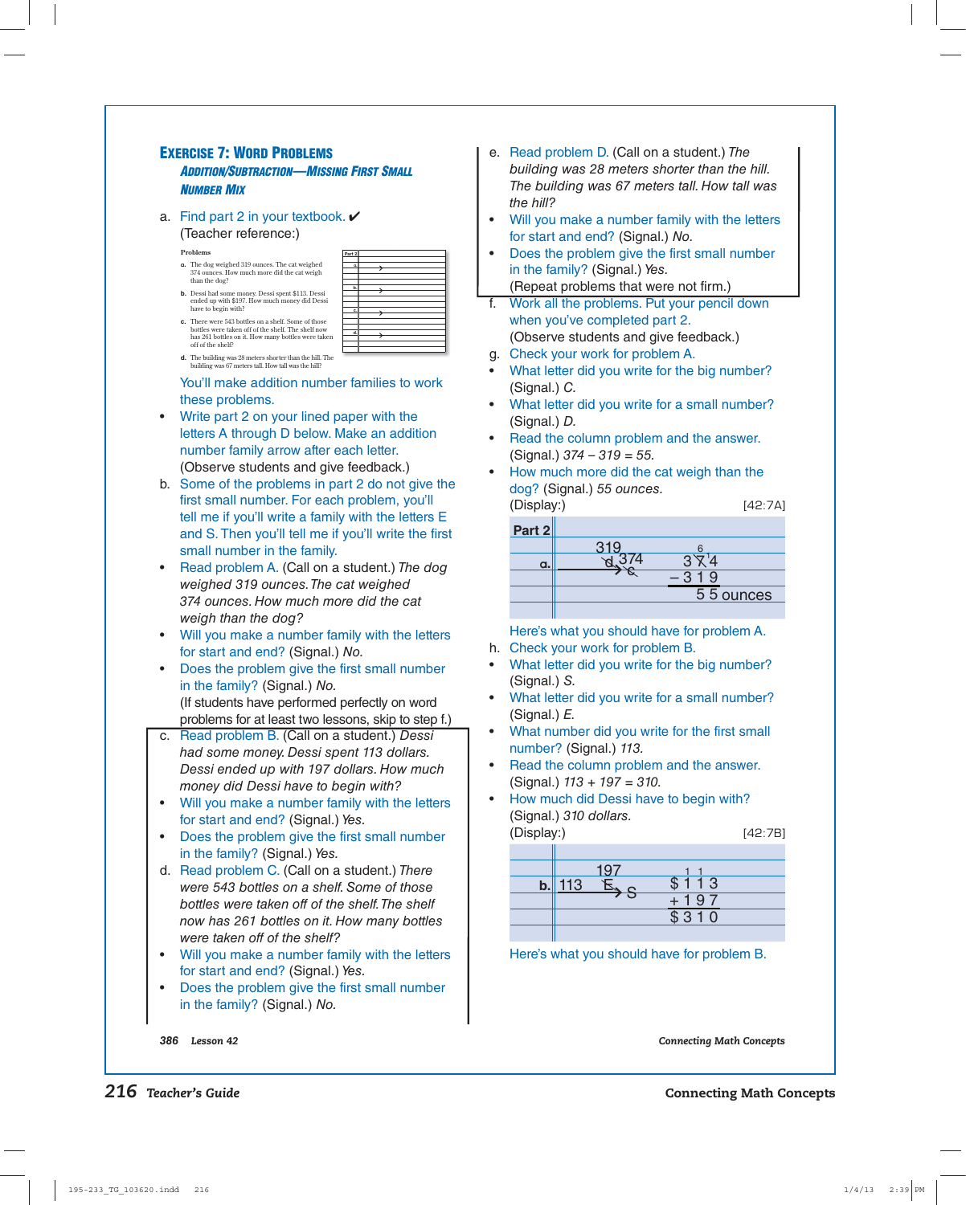## Exercise 7: Word Problems

### Addition/Subtraction—Missing First Small Number Mix

a. Find part 2 in your textbook. ✔

(Teacher reference:)

**Problems**

a. The dog weighed 319 ounces. The cat weighed 374 ounces. How much more did the cat weigh than the dog?

b. Dessi had some money. Dessi spent $113. Dessi ended up with $197. How much money did Dessi have to begin with?

c. There were 543 bottles on a shelf. Some of those bottles were taken off of the shelf. The shelf now has 261 bottles on it. How many bottles were taken off of the shelf?

d. The building was 28 meters shorter than the hill. The building was 67 meters tall. How tall was the hill?

You'll make addition number families to work these problems.

- Write part 2 on your lined paper with the letters A through D below. Make an addition number family arrow after each letter.

(Observe students and give feedback.)

b. Some of the problems in part 2 do not give the first small number. For each problem, you'll tell me if you'll write a family with the letters E and S. Then you'll tell me if you'll write the first small number in the family.

- Read problem A. (Call on a student.) *The dog weighed 319 ounces. The cat weighed 374 ounces. How much more did the cat weigh than the dog?*
- Will you make a number family with the letters for start and end? (Signal.) *No.*
- Does the problem give the first small number in the family? (Signal.) *No.*

(If students have performed perfectly on word problems for at least two lessons, skip to step f.)

c. Read problem B. (Call on a student.) *Dessi had some money. Dessi spent 113 dollars. Dessi ended up with 197 dollars. How much money did Dessi have to begin with?*

- Will you make a number family with the letters for start and end? (Signal.) *Yes.*
- Does the problem give the first small number in the family? (Signal.) *Yes.*

d. Read problem C. (Call on a student.) *There were 543 bottles on a shelf. Some of those bottles were taken off of the shelf. The shelf now has 261 bottles on it. How many bottles were taken off of the shelf?*

- Will you make a number family with the letters for start and end? (Signal.) *Yes.*
- Does the problem give the first small number in the family? (Signal.) *No.*

e. Read problem D. (Call on a student.) *The building was 28 meters shorter than the hill. The building was 67 meters tall. How tall was the hill?*

- Will you make a number family with the letters for start and end? (Signal.) *No.*
- Does the problem give the first small number in the family? (Signal.) *Yes.*

(Repeat problems that were not firm.)

f. Work all the problems. Put your pencil down when you've completed part 2.

(Observe students and give feedback.)

g. Check your work for problem A.

- What letter did you write for the big number? (Signal.) *C.*
- What letter did you write for a small number? (Signal.) *D.*
- Read the column problem and the answer. (Signal.) *374 – 319 = 55.*
- How much more did the cat weigh than the dog? (Signal.) *55 ounces.*

(Display:) [42:7A]

Part 2
a. d 319 → c 374
```
   6
  3 7 4
– 3 1 9
    5 5 ounces
```

Here's what you should have for problem A.

h. Check your work for problem B.

- What letter did you write for the big number? (Signal.) *S.*
- What letter did you write for a small number? (Signal.) *E.*
- What number did you write for the first small number? (Signal.) *113.*
- Read the column problem and the answer. (Signal.) *113 + 197 = 310.*
- How much did Dessi have to begin with? (Signal.) *310 dollars.*

(Display:) [42:7B]

b. 113 → E 197 → S
```
   1 1
 $ 1 1 3
 + 1 9 7
 $ 3 1 0
```

Here's what you should have for problem B.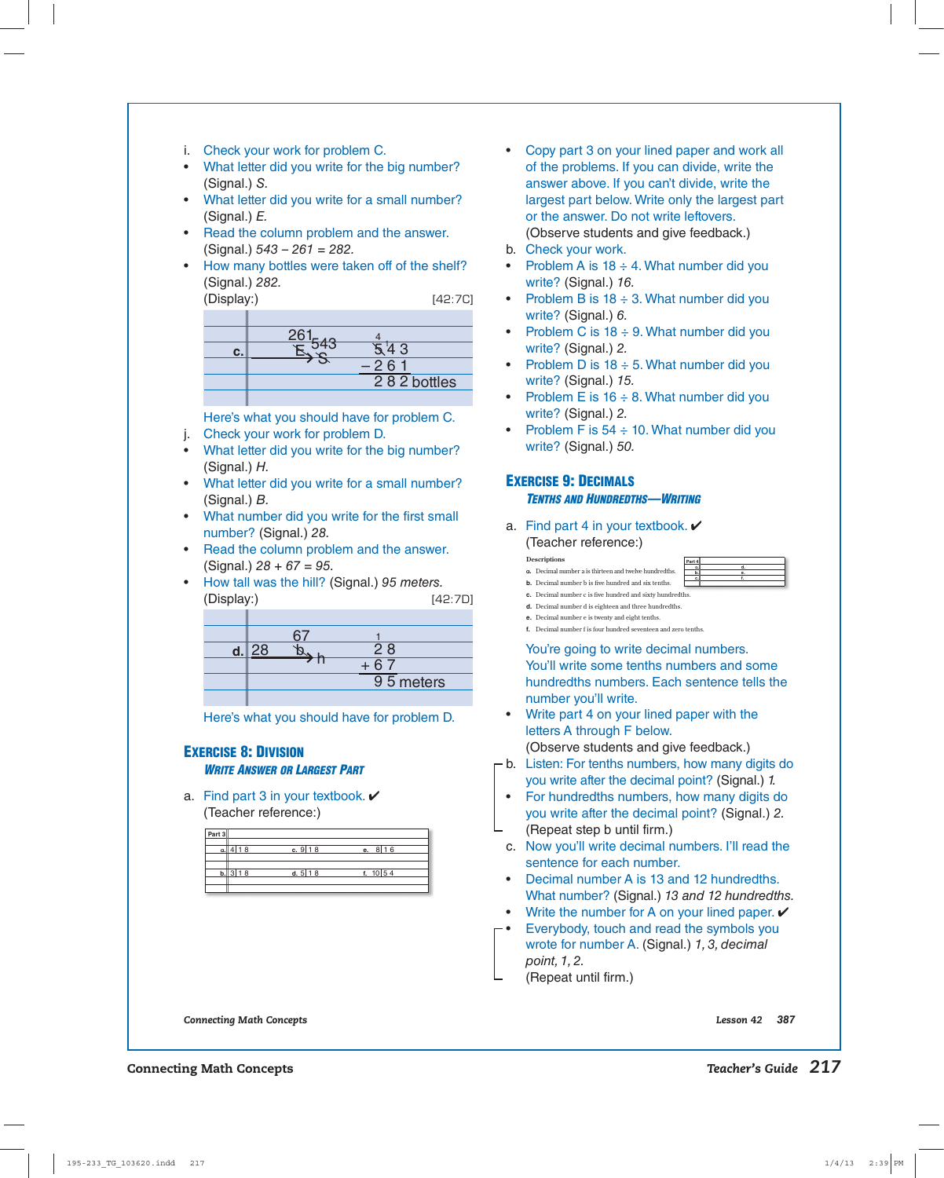i. Check your work for problem C.

- What letter did you write for the big number? (Signal.) *S.*
- What letter did you write for a small number? (Signal.) *E.*
- Read the column problem and the answer. (Signal.) *543 – 261 = 282.*
- How many bottles were taken off of the shelf? (Signal.) *282.*

(Display:) [42:7C]

| | |
|---|---|
| c. | 261 E → 543 S &nbsp;&nbsp;&nbsp; 5 4 3 − 2 6 1 = 2 8 2 bottles |

Here's what you should have for problem C.

j. Check your work for problem D.

- What letter did you write for the big number? (Signal.) *H.*
- What letter did you write for a small number? (Signal.) *B.*
- What number did you write for the first small number? (Signal.) *28.*
- Read the column problem and the answer. (Signal.) *28 + 67 = 95.*
- How tall was the hill? (Signal.) *95 meters.*

(Display:) [42:7D]

| | |
|---|---|
| d. | 28 → 67 b → h &nbsp;&nbsp;&nbsp; 2 8 + 6 7 = 9 5 meters |

Here's what you should have for problem D.

## EXERCISE 8: DIVISION

### WRITE ANSWER OR LARGEST PART

a. Find part 3 in your textbook. ✔
(Teacher reference:)

| Part 3 | | |
|---|---|---|
| a. 4⟌18 | c. 9⟌18 | e. 8⟌16 |
| b. 3⟌18 | d. 5⟌18 | f. 10⟌54 |

- Copy part 3 on your lined paper and work all of the problems. If you can divide, write the answer above. If you can't divide, write the largest part below. Write only the largest part or the answer. Do not write leftovers.
(Observe students and give feedback.)

b. Check your work.

- Problem A is 18 ÷ 4. What number did you write? (Signal.) *16.*
- Problem B is 18 ÷ 3. What number did you write? (Signal.) *6.*
- Problem C is 18 ÷ 9. What number did you write? (Signal.) *2.*
- Problem D is 18 ÷ 5. What number did you write? (Signal.) *15.*
- Problem E is 16 ÷ 8. What number did you write? (Signal.) *2.*
- Problem F is 54 ÷ 10. What number did you write? (Signal.) *50.*

## EXERCISE 9: DECIMALS

### TENTHS AND HUNDREDTHS—WRITING

a. Find part 4 in your textbook. ✔
(Teacher reference:)

Descriptions

a. Decimal number a is thirteen and twelve hundredths.
b. Decimal number b is five hundred and six tenths.
c. Decimal number c is five hundred and sixty hundredths.
d. Decimal number d is eighteen and three hundredths.
e. Decimal number e is twenty and eight tenths.
f. Decimal number f is four hundred seventeen and zero tenths.

| Part 4 | |
|---|---|
| a. | d. |
| b. | e. |
| c. | f. |

You're going to write decimal numbers. You'll write some tenths numbers and some hundredths numbers. Each sentence tells the number you'll write.

- Write part 4 on your lined paper with the letters A through F below.
(Observe students and give feedback.)

b. Listen: For tenths numbers, how many digits do you write after the decimal point? (Signal.) *1.*

- For hundredths numbers, how many digits do you write after the decimal point? (Signal.) *2.*
(Repeat step b until firm.)

c. Now you'll write decimal numbers. I'll read the sentence for each number.

- Decimal number A is 13 and 12 hundredths. What number? (Signal.) *13 and 12 hundredths.*
- Write the number for A on your lined paper. ✔
- Everybody, touch and read the symbols you wrote for number A. (Signal.) *1, 3, decimal point, 1, 2.*
(Repeat until firm.)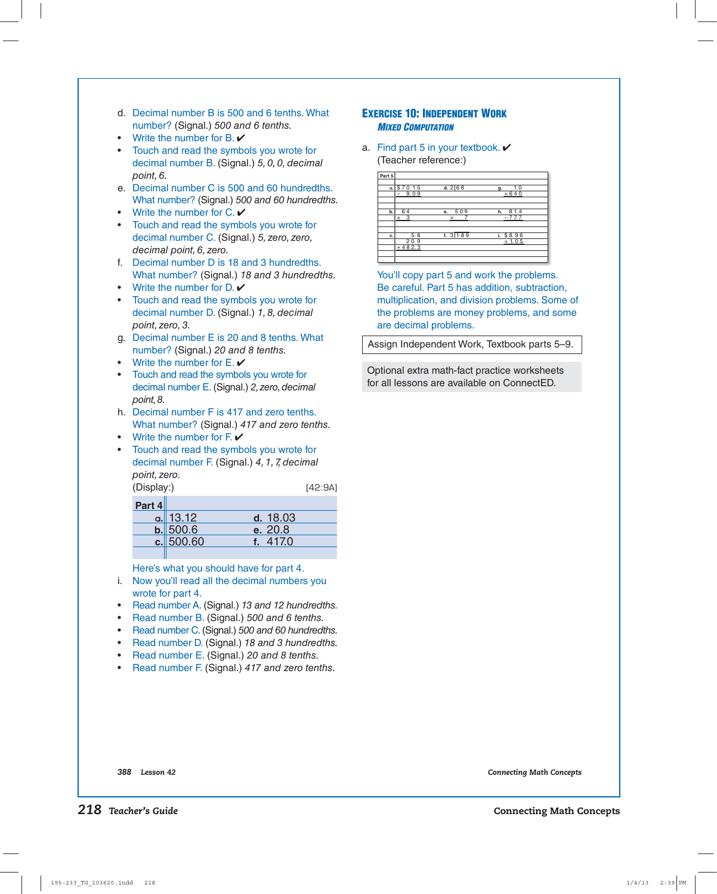d. Decimal number B is 500 and 6 tenths. What number? (Signal.) *500 and 6 tenths.*

- Write the number for B. ✔
- Touch and read the symbols you wrote for decimal number B. (Signal.) *5, 0, 0, decimal point, 6.*

e. Decimal number C is 500 and 60 hundredths. What number? (Signal.) *500 and 60 hundredths.*

- Write the number for C. ✔
- Touch and read the symbols you wrote for decimal number C. (Signal.) *5, zero, zero, decimal point, 6, zero.*

f. Decimal number D is 18 and 3 hundredths. What number? (Signal.) *18 and 3 hundredths.*

- Write the number for D. ✔
- Touch and read the symbols you wrote for decimal number D. (Signal.) *1, 8, decimal point, zero, 3.*

g. Decimal number E is 20 and 8 tenths. What number? (Signal.) *20 and 8 tenths.*

- Write the number for E. ✔
- Touch and read the symbols you wrote for decimal number E. (Signal.) *2, zero, decimal point, 8.*

h. Decimal number F is 417 and zero tenths. What number? (Signal.) *417 and zero tenths.*

- Write the number for F. ✔
- Touch and read the symbols you wrote for decimal number F. (Signal.) *4, 1, 7, decimal point, zero.*

(Display:) [42:9A]

| Part 4 | | |
|---|---|---|
| a. | 13.12 | d. 18.03 |
| b. | 500.6 | e. 20.8 |
| c. | 500.60 | f. 417.0 |

Here's what you should have for part 4.

i. Now you'll read all the decimal numbers you wrote for part 4.

- Read number A. (Signal.) *13 and 12 hundredths.*
- Read number B. (Signal.) *500 and 6 tenths.*
- Read number C. (Signal.) *500 and 60 hundredths.*
- Read number D. (Signal.) *18 and 3 hundredths.*
- Read number E. (Signal.) *20 and 8 tenths.*
- Read number F. (Signal.) *417 and zero tenths.*

## Exercise 10: Independent Work

### *Mixed Computation*

a. Find part 5 in your textbook. ✔

(Teacher reference:)

| Part 5 | | |
|---|---|---|
| a. $70.15 − 9.09 | d. 2⟌68 | g. 10 × 640 |
| b. 64 × 3 | e. 509 × 7 | h. 81.4 − 77.7 |
| c. 5.8 + 20.9 + 482.3 | f. 3⟌189 | i. $8.96 + 1.05 |

You'll copy part 5 and work the problems. Be careful. Part 5 has addition, subtraction, multiplication, and division problems. Some of the problems are money problems, and some are decimal problems.

Assign Independent Work, Textbook parts 5–9.

Optional extra math-fact practice worksheets for all lessons are available on ConnectED.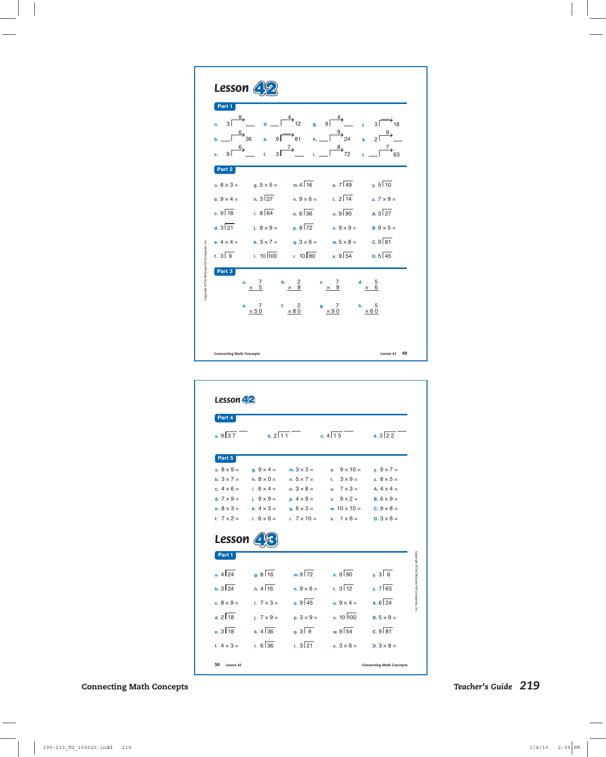# Lesson 42

## Part 1

a. 3 → 8 → ___

b. ___ → 6 → 36

c. 9 → 6 → ___

d. ___ → 4 → 12

e. 9 → ___ → 81

f. 3 → 7 → ___

g. 9 → 4 → ___

h. ___ → 8 → 24

i. ___ → 8 → 72

j. 3 → ___ → 18

k. 2 → 9 → ___

l. ___ → 7 → 63

## Part 2

a. $8 \times 3 =$

b. $9 \times 4 =$

c. $9\overline{)18}$

d. $3\overline{)21}$

e. $4 \times 4 =$

f. $3\overline{)9}$

g. $5 \times 5 =$

h. $3\overline{)27}$

i. $8\overline{)64}$

j. $8 \times 9 =$

k. $3 \times 7 =$

l. $10\overline{)100}$

m. $4\overline{)16}$

n. $9 \times 6 =$

o. $6\overline{)36}$

p. $8\overline{)72}$

q. $3 \times 6 =$

r. $10\overline{)80}$

s. $7\overline{)49}$

t. $2\overline{)14}$

u. $9\overline{)90}$

v. $9 \times 9 =$

w. $5 \times 8 =$

x. $9\overline{)54}$

y. $5\overline{)10}$

z. $7 \times 9 =$

A. $3\overline{)27}$

B. $9 \times 5 =$

C. $9\overline{)81}$

D. $5\overline{)45}$

## Part 3

a. $7 \times 5$

b. $2 \times 8$

c. $7 \times 9$

d. $5 \times 6$

e. $7 \times 50$

f. $2 \times 80$

g. $7 \times 90$

h. $5 \times 60$

# Lesson 42

## Part 4

a. $9\overline{)37}$ ___

b. $2\overline{)11}$ ___

c. $4\overline{)15}$ ___

d. $3\overline{)22}$ ___

## Part 5

a. $8 \times 9 =$

b. $3 \times 7 =$

c. $4 \times 6 =$

d. $7 \times 9 =$

e. $8 \times 3 =$

f. $7 \times 2 =$

g. $9 \times 4 =$

h. $8 \times 0 =$

i. $6 \times 4 =$

j. $9 \times 9 =$

k. $4 \times 3 =$

l. $6 \times 6 =$

m. $3 \times 3 =$

n. $5 \times 7 =$

o. $3 \times 8 =$

p. $4 \times 9 =$

q. $6 \times 3 =$

r. $7 \times 10 =$

s. $9 \times 10 =$

t. $3 \times 9 =$

u. $7 \times 3 =$

v. $9 \times 2 =$

w. $10 \times 10 =$

x. $1 \times 6 =$

y. $9 \times 7 =$

z. $8 \times 5 =$

A. $4 \times 4 =$

B. $6 \times 9 =$

C. $9 \times 8 =$

D. $3 \times 6 =$

# Lesson 43

## Part 1

a. $4\overline{)24}$

b. $3\overline{)24}$

c. $8 \times 9 =$

d. $2\overline{)18}$

e. $3\overline{)18}$

f. $4 \times 3 =$

g. $8\overline{)16}$

h. $4\overline{)16}$

i. $7 \times 3 =$

j. $7 \times 9 =$

k. $4\overline{)36}$

l. $6\overline{)36}$

m. $9\overline{)72}$

n. $9 \times 6 =$

o. $9\overline{)45}$

p. $3 \times 9 =$

q. $3\overline{)9}$

r. $3\overline{)21}$

s. $9\overline{)90}$

t. $3\overline{)12}$

u. $9 \times 4 =$

v. $10\overline{)100}$

w. $9\overline{)54}$

x. $3 \times 6 =$

y. $3\overline{)6}$

z. $7\overline{)63}$

A. $6\overline{)24}$

B. $5 \times 9 =$

C. $9\overline{)81}$

D. $3 \times 8 =$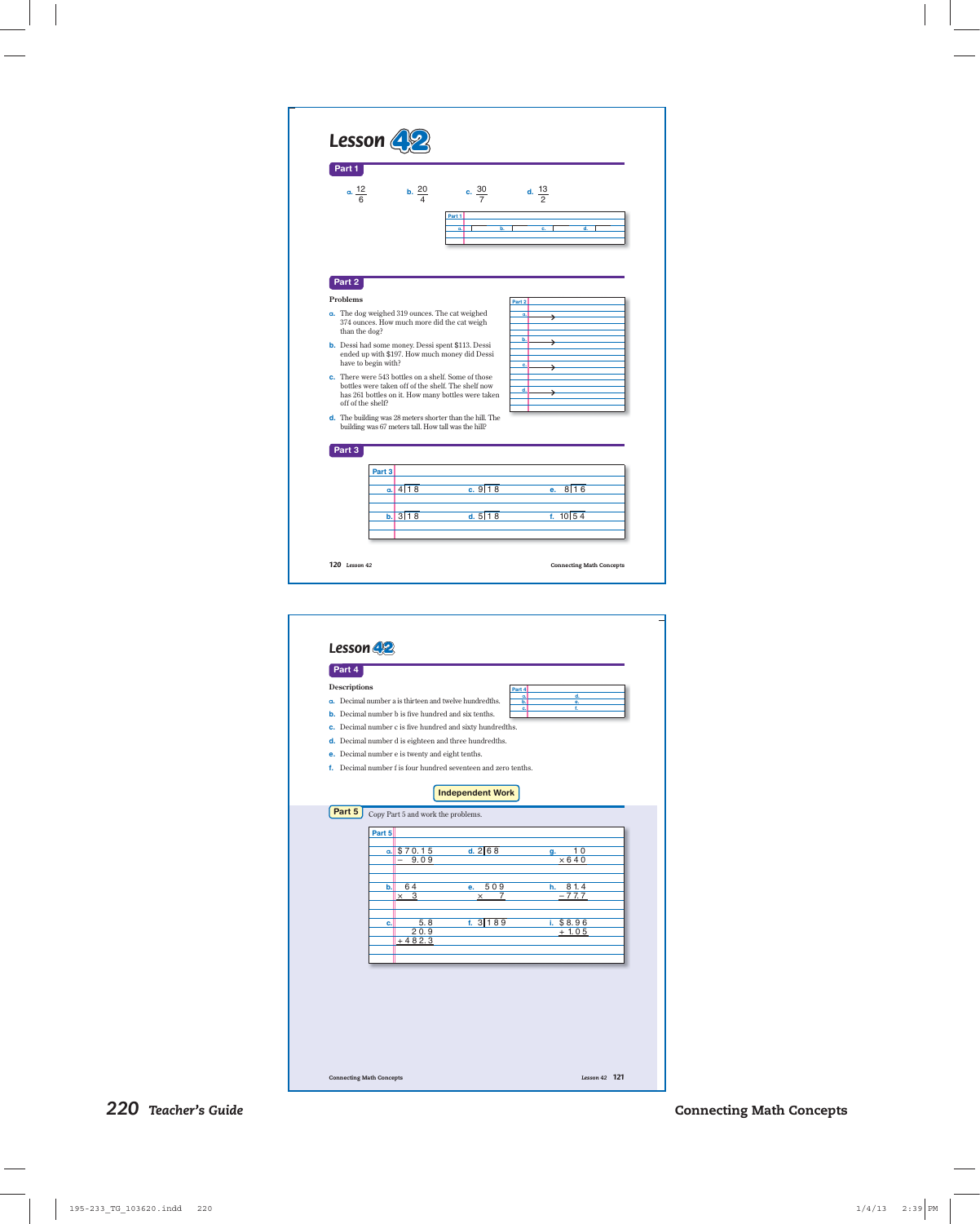# Lesson 42

## Part 1

a. $\frac{12}{6}$  b. $\frac{20}{4}$  c. $\frac{30}{7}$  d. $\frac{13}{2}$

## Part 2

**Problems**

a. The dog weighed 319 ounces. The cat weighed 374 ounces. How much more did the cat weigh than the dog?

b. Dessi had some money. Dessi spent $113. Dessi ended up with $197. How much money did Dessi have to begin with?

c. There were 543 bottles on a shelf. Some of those bottles were taken off of the shelf. The shelf now has 261 bottles on it. How many bottles were taken off of the shelf?

d. The building was 28 meters shorter than the hill. The building was 67 meters tall. How tall was the hill?

## Part 3

a. $4\overline{)18}$  c. $9\overline{)18}$  e. $8\overline{)16}$

b. $3\overline{)18}$  d. $5\overline{)18}$  f. $10\overline{)54}$

# Lesson 42

## Part 4

**Descriptions**

a. Decimal number a is thirteen and twelve hundredths.

b. Decimal number b is five hundred and six tenths.

c. Decimal number c is five hundred and sixty hundredths.

d. Decimal number d is eighteen and three hundredths.

e. Decimal number e is twenty and eight tenths.

f. Decimal number f is four hundred seventeen and zero tenths.

**Independent Work**

## Part 5

Copy Part 5 and work the problems.

a. $\$70.15 - 9.09$

b. $64 \times 3$

c. $5.8 + 20.9 + 482.3$

d. $2\overline{)68}$

e. $509 \times 7$

f. $3\overline{)189}$

g. $10 \times 640$

h. $81.4 - 77.7$

i. $\$8.96 + 1.05$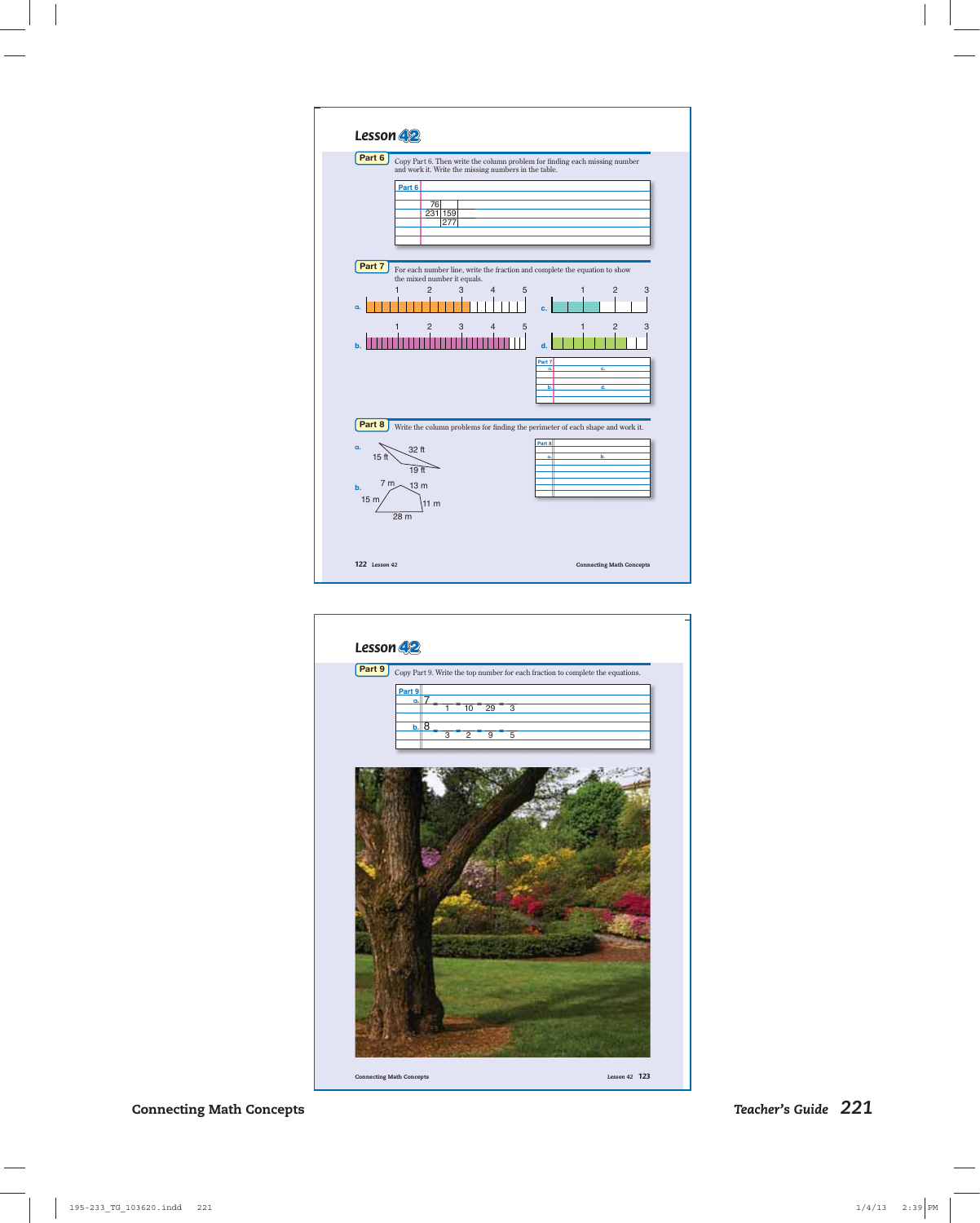## Lesson 42

**Part 6** Copy Part 6. Then write the column problem for finding each missing number and work it. Write the missing numbers in the table.

Part 6

| | | |
|---|---|---|
| | 76 | |
| 231 | 159 | |
| | 277 | |

**Part 7** For each number line, write the fraction and complete the equation to show the mixed number it equals.

a. 1 2 3 4 5

b. 1 2 3 4 5

c. 1 2 3

d. 1 2 3

Part 7
a. c.
b. d.

**Part 8** Write the column problems for finding the perimeter of each shape and work it.

a. 32 ft, 15 ft, 19 ft

b. 7 m, 13 m, 15 m, 11 m, 28 m

Part 8
a. b.

## Lesson 42

**Part 9** Copy Part 9. Write the top number for each fraction to complete the equations.

Part 9

a. $7 = \frac{}{1} = \frac{}{10} = \frac{}{29} = \frac{}{3}$

b. $8 = \frac{}{3} = \frac{}{2} = \frac{}{9} = \frac{}{5}$